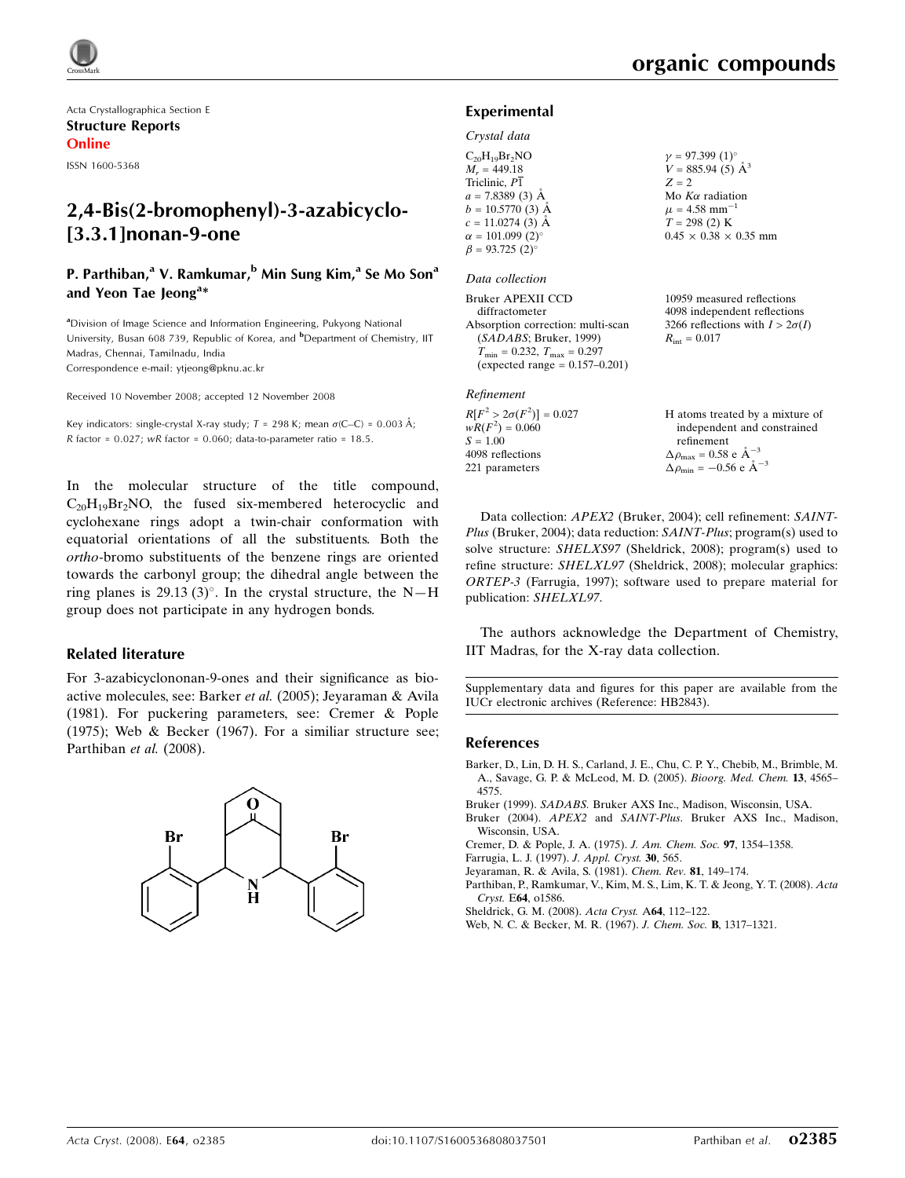Acta Crystallographica Section E

**Structure Reports Online**

ISSN 1600-5368

# 2,4-Bis(2-bromophenyl)-3-azabicyclo-[3.3.1]nonan-9-one

**P. Parthiban,[a] V. Ramkumar,[b] Min Sung Kim,[a] Se Mo Son[a] and Yeon Tae Jeong[a]***

[a]Division of Image Science and Information Engineering, Pukyong National University, Busan 608 739, Republic of Korea, and [b]Department of Chemistry, IIT Madras, Chennai, Tamilnadu, India
Correspondence e-mail: ytjeong@pknu.ac.kr

Received 10 November 2008; accepted 12 November 2008

Key indicators: single-crystal X-ray study; $T$ = 298 K; mean $\sigma$(C–C) = 0.003 Å; $R$ factor = 0.027; $wR$ factor = 0.060; data-to-parameter ratio = 18.5.

In the molecular structure of the title compound, $C_{20}H_{19}Br_2NO$, the fused six-membered heterocyclic and cyclohexane rings adopt a twin-chair conformation with equatorial orientations of all the substituents. Both the *ortho*-bromo substituents of the benzene rings are oriented towards the carbonyl group; the dihedral angle between the ring planes is 29.13 (3)°. In the crystal structure, the N—H group does not participate in any hydrogen bonds.

## Related literature

For 3-azabicyclononan-9-ones and their significance as bio-active molecules, see: Barker *et al.* (2005); Jeyaraman & Avila (1981). For puckering parameters, see: Cremer & Pople (1975); Web & Becker (1967). For a similiar structure see; Parthiban *et al.* (2008).

## Experimental

### Crystal data

$C_{20}H_{19}Br_2NO$
$M_r$ = 449.18
Triclinic, $P\overline{1}$
$a$ = 7.8389 (3) Å
$b$ = 10.5770 (3) Å
$c$ = 11.0274 (3) Å
$\alpha$ = 101.099 (2)°
$\beta$ = 93.725 (2)°
$\gamma$ = 97.399 (1)°
$V$ = 885.94 (5) Å$^3$
$Z$ = 2
Mo $K\alpha$ radiation
$\mu$ = 4.58 mm$^{-1}$
$T$ = 298 (2) K
0.45 × 0.38 × 0.35 mm

### Data collection

Bruker APEXII CCD diffractometer
Absorption correction: multi-scan (*SADABS*; Bruker, 1999)
$T_{min}$ = 0.232, $T_{max}$ = 0.297 (expected range = 0.157–0.201)
10959 measured reflections
4098 independent reflections
3266 reflections with $I > 2\sigma(I)$
$R_{int}$ = 0.017

### Refinement

$R[F^2 > 2\sigma(F^2)]$ = 0.027
$wR(F^2)$ = 0.060
$S$ = 1.00
4098 reflections
221 parameters
H atoms treated by a mixture of independent and constrained refinement
$\Delta\rho_{max}$ = 0.58 e Å$^{-3}$
$\Delta\rho_{min}$ = −0.56 e Å$^{-3}$

Data collection: *APEX2* (Bruker, 2004); cell refinement: *SAINT-Plus* (Bruker, 2004); data reduction: *SAINT-Plus*; program(s) used to solve structure: *SHELXS97* (Sheldrick, 2008); program(s) used to refine structure: *SHELXL97* (Sheldrick, 2008); molecular graphics: *ORTEP-3* (Farrugia, 1997); software used to prepare material for publication: *SHELXL97*.

The authors acknowledge the Department of Chemistry, IIT Madras, for the X-ray data collection.

Supplementary data and figures for this paper are available from the IUCr electronic archives (Reference: HB2843).

## References

Barker, D., Lin, D. H. S., Carland, J. E., Chu, C. P. Y., Chebib, M., Brimble, M. A., Savage, G. P. & McLeod, M. D. (2005). *Bioorg. Med. Chem.* **13**, 4565–4575.
Bruker (1999). *SADABS*. Bruker AXS Inc., Madison, Wisconsin, USA.
Bruker (2004). *APEX2* and *SAINT-Plus*. Bruker AXS Inc., Madison, Wisconsin, USA.
Cremer, D. & Pople, J. A. (1975). *J. Am. Chem. Soc.* **97**, 1354–1358.
Farrugia, L. J. (1997). *J. Appl. Cryst.* **30**, 565.
Jeyaraman, R. & Avila, S. (1981). *Chem. Rev.* **81**, 149–174.
Parthiban, P., Ramkumar, V., Kim, M. S., Lim, K. T. & Jeong, Y. T. (2008). *Acta Cryst.* E**64**, o1586.
Sheldrick, G. M. (2008). *Acta Cryst.* A**64**, 112–122.
Web, N. C. & Becker, M. R. (1967). *J. Chem. Soc.* **B**, 1317–1321.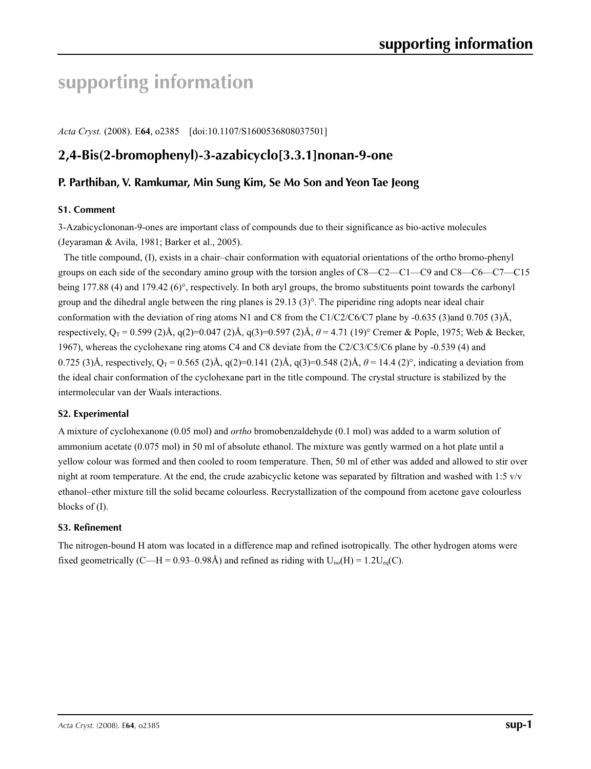# supporting information

*Acta Cryst.* (2008). E**64**, o2385 [doi:10.1107/S1600536808037501]

## 2,4-Bis(2-bromophenyl)-3-azabicyclo[3.3.1]nonan-9-one

### P. Parthiban, V. Ramkumar, Min Sung Kim, Se Mo Son and Yeon Tae Jeong

#### S1. Comment

3-Azabicyclononan-9-ones are important class of compounds due to their significance as bio-active molecules (Jeyaraman & Avila, 1981; Barker et al., 2005).

The title compound, (I), exists in a chair–chair conformation with equatorial orientations of the ortho bromo-phenyl groups on each side of the secondary amino group with the torsion angles of C8—C2—C1—C9 and C8—C6—C7—C15 being 177.88 (4) and 179.42 (6)°, respectively. In both aryl groups, the bromo substituents point towards the carbonyl group and the dihedral angle between the ring planes is 29.13 (3)°. The piperidine ring adopts near ideal chair conformation with the deviation of ring atoms N1 and C8 from the C1/C2/C6/C7 plane by -0.635 (3)and 0.705 (3)Å, respectively, $Q_T$ = 0.599 (2)Å, q(2)=0.047 (2)Å, q(3)=0.597 (2)Å, $\theta$ = 4.71 (19)° Cremer & Pople, 1975; Web & Becker, 1967), whereas the cyclohexane ring atoms C4 and C8 deviate from the C2/C3/C5/C6 plane by -0.539 (4) and 0.725 (3)Å, respectively, $Q_T$ = 0.565 (2)Å, q(2)=0.141 (2)Å, q(3)=0.548 (2)Å, $\theta$ = 14.4 (2)°, indicating a deviation from the ideal chair conformation of the cyclohexane part in the title compound. The crystal structure is stabilized by the intermolecular van der Waals interactions.

#### S2. Experimental

A mixture of cyclohexanone (0.05 mol) and *ortho* bromobenzaldehyde (0.1 mol) was added to a warm solution of ammonium acetate (0.075 mol) in 50 ml of absolute ethanol. The mixture was gently warmed on a hot plate until a yellow colour was formed and then cooled to room temperature. Then, 50 ml of ether was added and allowed to stir over night at room temperature. At the end, the crude azabicyclic ketone was separated by filtration and washed with 1:5 v/v ethanol–ether mixture till the solid became colourless. Recrystallization of the compound from acetone gave colourless blocks of (I).

#### S3. Refinement

The nitrogen-bound H atom was located in a difference map and refined isotropically. The other hydrogen atoms were fixed geometrically (C—H = 0.93–0.98Å) and refined as riding with $U_{iso}$(H) = 1.2$U_{eq}$(C).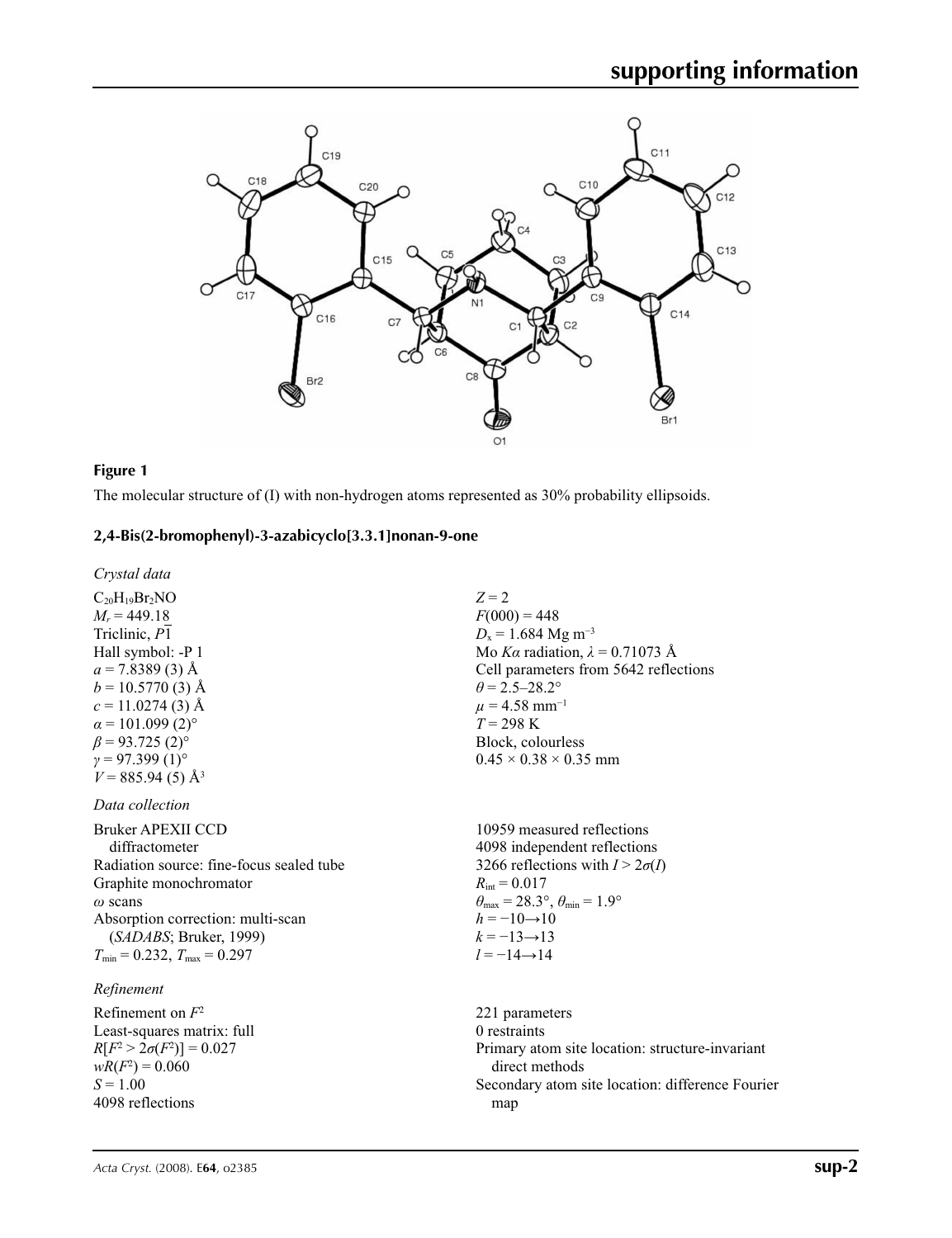## Figure 1

The molecular structure of (I) with non-hydrogen atoms represented as 30% probability ellipsoids.

## 2,4-Bis(2-bromophenyl)-3-azabicyclo[3.3.1]nonan-9-one

### *Crystal data*

$C_{20}H_{19}Br_2NO$
$M_r = 449.18$
Triclinic, $P\overline{1}$
Hall symbol: -P 1
$a = 7.8389$ (3) Å
$b = 10.5770$ (3) Å
$c = 11.0274$ (3) Å
$\alpha = 101.099$ (2)°
$\beta = 93.725$ (2)°
$\gamma = 97.399$ (1)°
$V = 885.94$ (5) Å$^3$
$Z = 2$
$F(000) = 448$
$D_x = 1.684$ Mg m$^{-3}$
Mo $K\alpha$ radiation, $\lambda = 0.71073$ Å
Cell parameters from 5642 reflections
$\theta = 2.5$–$28.2°$
$\mu = 4.58$ mm$^{-1}$
$T = 298$ K
Block, colourless
$0.45 \times 0.38 \times 0.35$ mm

### *Data collection*

Bruker APEXII CCD diffractometer
Radiation source: fine-focus sealed tube
Graphite monochromator
$\omega$ scans
Absorption correction: multi-scan (*SADABS*; Bruker, 1999)
$T_{min} = 0.232$, $T_{max} = 0.297$
10959 measured reflections
4098 independent reflections
3266 reflections with $I > 2\sigma(I)$
$R_{int} = 0.017$
$\theta_{max} = 28.3°$, $\theta_{min} = 1.9°$
$h = -10 \rightarrow 10$
$k = -13 \rightarrow 13$
$l = -14 \rightarrow 14$

### *Refinement*

Refinement on $F^2$
Least-squares matrix: full
$R[F^2 > 2\sigma(F^2)] = 0.027$
$wR(F^2) = 0.060$
$S = 1.00$
4098 reflections
221 parameters
0 restraints
Primary atom site location: structure-invariant direct methods
Secondary atom site location: difference Fourier map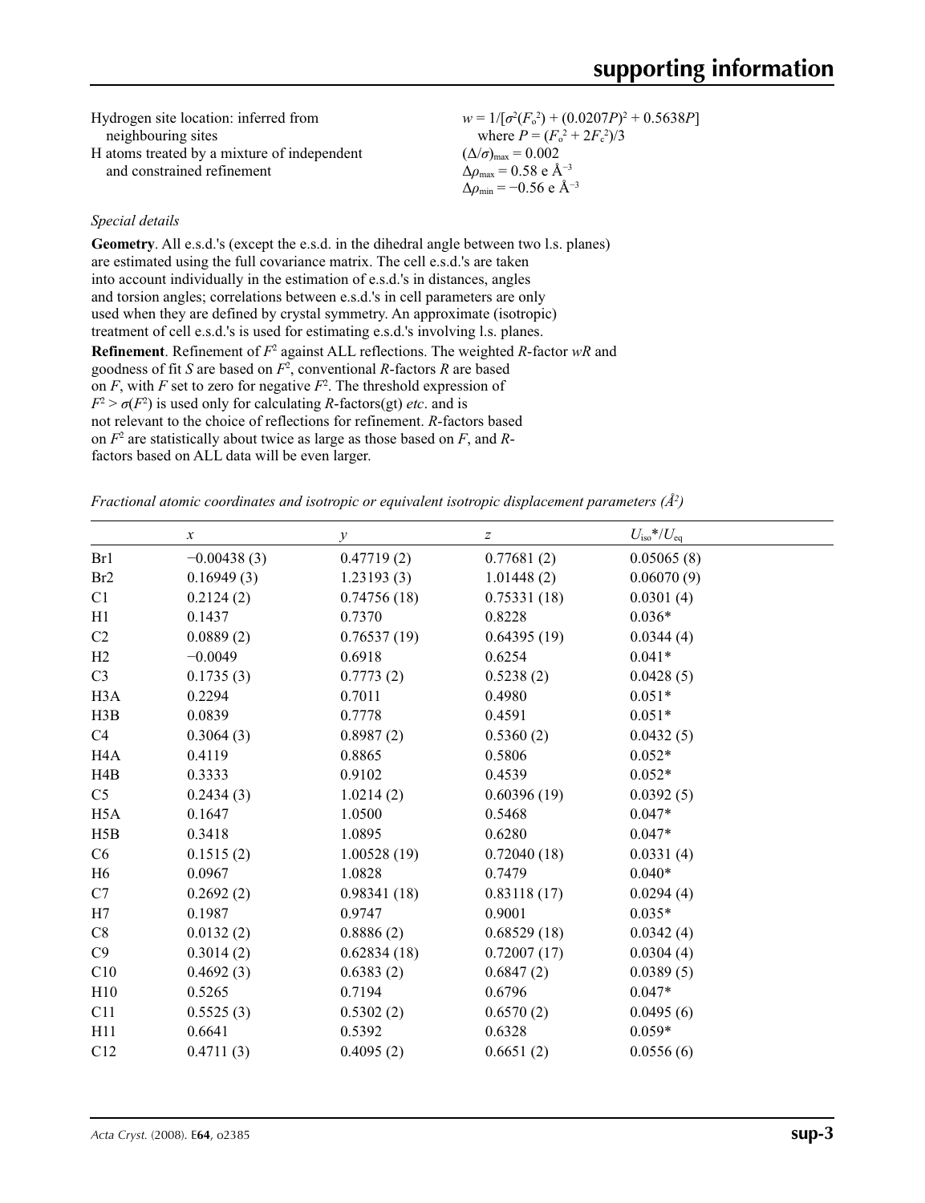Hydrogen site location: inferred from neighbouring sites

H atoms treated by a mixture of independent and constrained refinement

$w = 1/[\sigma^2(F_o^2) + (0.0207P)^2 + 0.5638P]$
where $P = (F_o^2 + 2F_c^2)/3$

$(\Delta/\sigma)_{max} = 0.002$

$\Delta\rho_{max} = 0.58$ e Å$^{-3}$

$\Delta\rho_{min} = -0.56$ e Å$^{-3}$

*Special details*

**Geometry**. All e.s.d.'s (except the e.s.d. in the dihedral angle between two l.s. planes) are estimated using the full covariance matrix. The cell e.s.d.'s are taken into account individually in the estimation of e.s.d.'s in distances, angles and torsion angles; correlations between e.s.d.'s in cell parameters are only used when they are defined by crystal symmetry. An approximate (isotropic) treatment of cell e.s.d.'s is used for estimating e.s.d.'s involving l.s. planes.

**Refinement**. Refinement of $F^2$ against ALL reflections. The weighted $R$-factor $wR$ and goodness of fit $S$ are based on $F^2$, conventional $R$-factors $R$ are based on $F$, with $F$ set to zero for negative $F^2$. The threshold expression of $F^2 > \sigma(F^2)$ is used only for calculating $R$-factors(gt) *etc*. and is not relevant to the choice of reflections for refinement. $R$-factors based on $F^2$ are statistically about twice as large as those based on $F$, and $R$-factors based on ALL data will be even larger.

*Fractional atomic coordinates and isotropic or equivalent isotropic displacement parameters (Å$^2$)*

| | $x$ | $y$ | $z$ | $U_{iso}$*/$U_{eq}$ |
|---|---|---|---|---|
| Br1 | −0.00438 (3) | 0.47719 (2) | 0.77681 (2) | 0.05065 (8) |
| Br2 | 0.16949 (3) | 1.23193 (3) | 1.01448 (2) | 0.06070 (9) |
| C1 | 0.2124 (2) | 0.74756 (18) | 0.75331 (18) | 0.0301 (4) |
| H1 | 0.1437 | 0.7370 | 0.8228 | 0.036* |
| C2 | 0.0889 (2) | 0.76537 (19) | 0.64395 (19) | 0.0344 (4) |
| H2 | −0.0049 | 0.6918 | 0.6254 | 0.041* |
| C3 | 0.1735 (3) | 0.7773 (2) | 0.5238 (2) | 0.0428 (5) |
| H3A | 0.2294 | 0.7011 | 0.4980 | 0.051* |
| H3B | 0.0839 | 0.7778 | 0.4591 | 0.051* |
| C4 | 0.3064 (3) | 0.8987 (2) | 0.5360 (2) | 0.0432 (5) |
| H4A | 0.4119 | 0.8865 | 0.5806 | 0.052* |
| H4B | 0.3333 | 0.9102 | 0.4539 | 0.052* |
| C5 | 0.2434 (3) | 1.0214 (2) | 0.60396 (19) | 0.0392 (5) |
| H5A | 0.1647 | 1.0500 | 0.5468 | 0.047* |
| H5B | 0.3418 | 1.0895 | 0.6280 | 0.047* |
| C6 | 0.1515 (2) | 1.00528 (19) | 0.72040 (18) | 0.0331 (4) |
| H6 | 0.0967 | 1.0828 | 0.7479 | 0.040* |
| C7 | 0.2692 (2) | 0.98341 (18) | 0.83118 (17) | 0.0294 (4) |
| H7 | 0.1987 | 0.9747 | 0.9001 | 0.035* |
| C8 | 0.0132 (2) | 0.8886 (2) | 0.68529 (18) | 0.0342 (4) |
| C9 | 0.3014 (2) | 0.62834 (18) | 0.72007 (17) | 0.0304 (4) |
| C10 | 0.4692 (3) | 0.6383 (2) | 0.6847 (2) | 0.0389 (5) |
| H10 | 0.5265 | 0.7194 | 0.6796 | 0.047* |
| C11 | 0.5525 (3) | 0.5302 (2) | 0.6570 (2) | 0.0495 (6) |
| H11 | 0.6641 | 0.5392 | 0.6328 | 0.059* |
| C12 | 0.4711 (3) | 0.4095 (2) | 0.6651 (2) | 0.0556 (6) |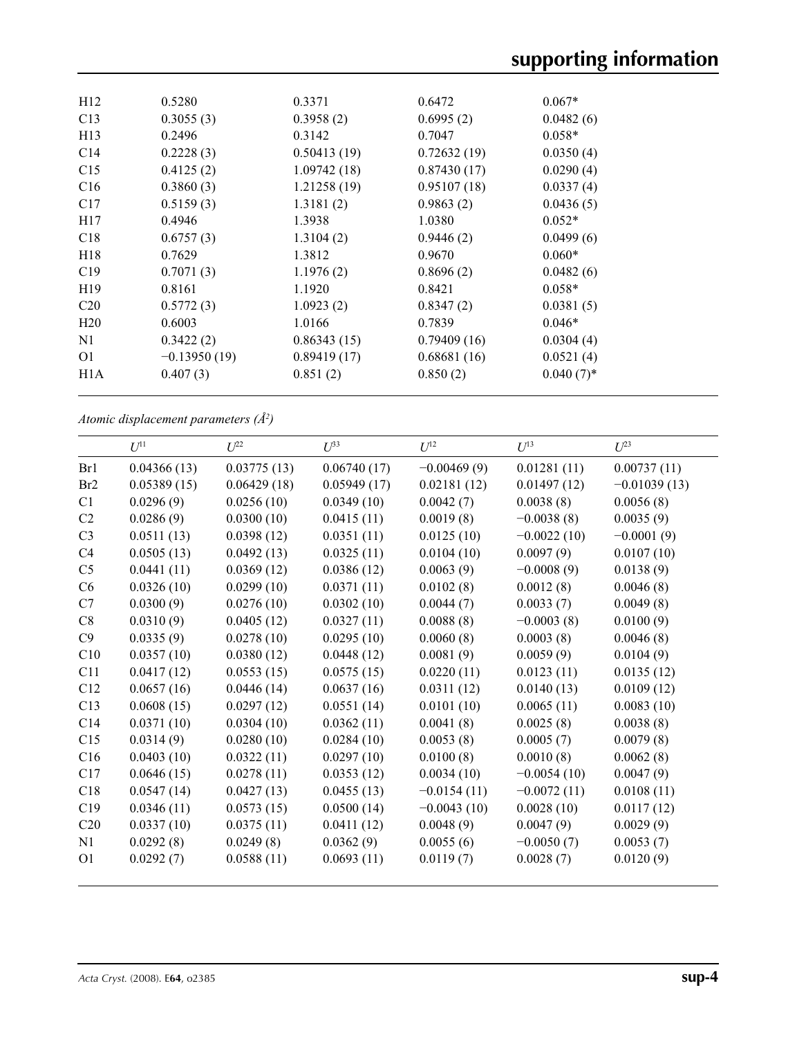| | | | | |
|---|---|---|---|---|
| H12 | 0.5280 | 0.3371 | 0.6472 | 0.067* |
| C13 | 0.3055 (3) | 0.3958 (2) | 0.6995 (2) | 0.0482 (6) |
| H13 | 0.2496 | 0.3142 | 0.7047 | 0.058* |
| C14 | 0.2228 (3) | 0.50413 (19) | 0.72632 (19) | 0.0350 (4) |
| C15 | 0.4125 (2) | 1.09742 (18) | 0.87430 (17) | 0.0290 (4) |
| C16 | 0.3860 (3) | 1.21258 (19) | 0.95107 (18) | 0.0337 (4) |
| C17 | 0.5159 (3) | 1.3181 (2) | 0.9863 (2) | 0.0436 (5) |
| H17 | 0.4946 | 1.3938 | 1.0380 | 0.052* |
| C18 | 0.6757 (3) | 1.3104 (2) | 0.9446 (2) | 0.0499 (6) |
| H18 | 0.7629 | 1.3812 | 0.9670 | 0.060* |
| C19 | 0.7071 (3) | 1.1976 (2) | 0.8696 (2) | 0.0482 (6) |
| H19 | 0.8161 | 1.1920 | 0.8421 | 0.058* |
| C20 | 0.5772 (3) | 1.0923 (2) | 0.8347 (2) | 0.0381 (5) |
| H20 | 0.6003 | 1.0166 | 0.7839 | 0.046* |
| N1 | 0.3422 (2) | 0.86343 (15) | 0.79409 (16) | 0.0304 (4) |
| O1 | −0.13950 (19) | 0.89419 (17) | 0.68681 (16) | 0.0521 (4) |
| H1A | 0.407 (3) | 0.851 (2) | 0.850 (2) | 0.040 (7)* |

*Atomic displacement parameters (Å²)*

| | $U^{11}$ | $U^{22}$ | $U^{33}$ | $U^{12}$ | $U^{13}$ | $U^{23}$ |
|---|---|---|---|---|---|---|
| Br1 | 0.04366 (13) | 0.03775 (13) | 0.06740 (17) | −0.00469 (9) | 0.01281 (11) | 0.00737 (11) |
| Br2 | 0.05389 (15) | 0.06429 (18) | 0.05949 (17) | 0.02181 (12) | 0.01497 (12) | −0.01039 (13) |
| C1 | 0.0296 (9) | 0.0256 (10) | 0.0349 (10) | 0.0042 (7) | 0.0038 (8) | 0.0056 (8) |
| C2 | 0.0286 (9) | 0.0300 (10) | 0.0415 (11) | 0.0019 (8) | −0.0038 (8) | 0.0035 (9) |
| C3 | 0.0511 (13) | 0.0398 (12) | 0.0351 (11) | 0.0125 (10) | −0.0022 (10) | −0.0001 (9) |
| C4 | 0.0505 (13) | 0.0492 (13) | 0.0325 (11) | 0.0104 (10) | 0.0097 (9) | 0.0107 (10) |
| C5 | 0.0441 (11) | 0.0369 (12) | 0.0386 (12) | 0.0063 (9) | −0.0008 (9) | 0.0138 (9) |
| C6 | 0.0326 (10) | 0.0299 (10) | 0.0371 (11) | 0.0102 (8) | 0.0012 (8) | 0.0046 (8) |
| C7 | 0.0300 (9) | 0.0276 (10) | 0.0302 (10) | 0.0044 (7) | 0.0033 (7) | 0.0049 (8) |
| C8 | 0.0310 (9) | 0.0405 (12) | 0.0327 (11) | 0.0088 (8) | −0.0003 (8) | 0.0100 (9) |
| C9 | 0.0335 (9) | 0.0278 (10) | 0.0295 (10) | 0.0060 (8) | 0.0003 (8) | 0.0046 (8) |
| C10 | 0.0357 (10) | 0.0380 (12) | 0.0448 (12) | 0.0081 (9) | 0.0059 (9) | 0.0104 (9) |
| C11 | 0.0417 (12) | 0.0553 (15) | 0.0575 (15) | 0.0220 (11) | 0.0123 (11) | 0.0135 (12) |
| C12 | 0.0657 (16) | 0.0446 (14) | 0.0637 (16) | 0.0311 (12) | 0.0140 (13) | 0.0109 (12) |
| C13 | 0.0608 (15) | 0.0297 (12) | 0.0551 (14) | 0.0101 (10) | 0.0065 (11) | 0.0083 (10) |
| C14 | 0.0371 (10) | 0.0304 (10) | 0.0362 (11) | 0.0041 (8) | 0.0025 (8) | 0.0038 (8) |
| C15 | 0.0314 (9) | 0.0280 (10) | 0.0284 (10) | 0.0053 (8) | 0.0005 (7) | 0.0079 (8) |
| C16 | 0.0403 (10) | 0.0322 (11) | 0.0297 (10) | 0.0100 (8) | 0.0010 (8) | 0.0062 (8) |
| C17 | 0.0646 (15) | 0.0278 (11) | 0.0353 (12) | 0.0034 (10) | −0.0054 (10) | 0.0047 (9) |
| C18 | 0.0547 (14) | 0.0427 (13) | 0.0455 (13) | −0.0154 (11) | −0.0072 (11) | 0.0108 (11) |
| C19 | 0.0346 (11) | 0.0573 (15) | 0.0500 (14) | −0.0043 (10) | 0.0028 (10) | 0.0117 (12) |
| C20 | 0.0337 (10) | 0.0375 (11) | 0.0411 (12) | 0.0048 (9) | 0.0047 (9) | 0.0029 (9) |
| N1 | 0.0292 (8) | 0.0249 (8) | 0.0362 (9) | 0.0055 (6) | −0.0050 (7) | 0.0053 (7) |
| O1 | 0.0292 (7) | 0.0588 (11) | 0.0693 (11) | 0.0119 (7) | 0.0028 (7) | 0.0120 (9) |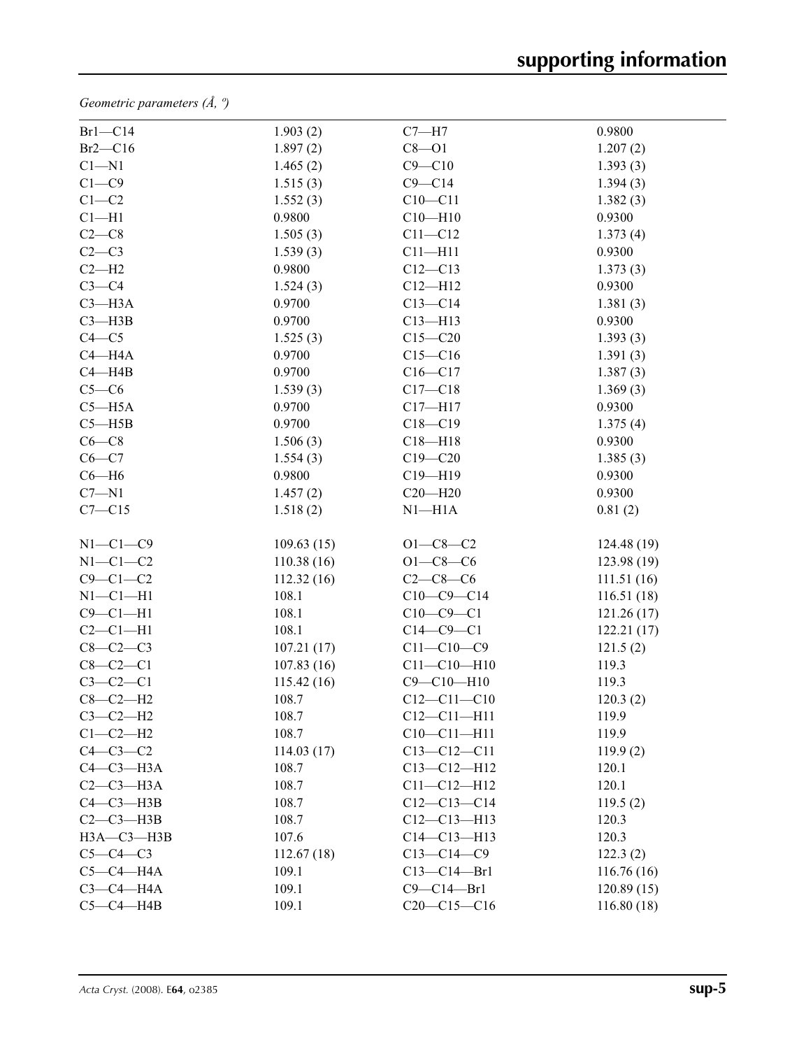*Geometric parameters (Å, º)*

| | | | |
|---|---|---|---|
| Br1—C14 | 1.903 (2) | C7—H7 | 0.9800 |
| Br2—C16 | 1.897 (2) | C8—O1 | 1.207 (2) |
| C1—N1 | 1.465 (2) | C9—C10 | 1.393 (3) |
| C1—C9 | 1.515 (3) | C9—C14 | 1.394 (3) |
| C1—C2 | 1.552 (3) | C10—C11 | 1.382 (3) |
| C1—H1 | 0.9800 | C10—H10 | 0.9300 |
| C2—C8 | 1.505 (3) | C11—C12 | 1.373 (4) |
| C2—C3 | 1.539 (3) | C11—H11 | 0.9300 |
| C2—H2 | 0.9800 | C12—C13 | 1.373 (3) |
| C3—C4 | 1.524 (3) | C12—H12 | 0.9300 |
| C3—H3A | 0.9700 | C13—C14 | 1.381 (3) |
| C3—H3B | 0.9700 | C13—H13 | 0.9300 |
| C4—C5 | 1.525 (3) | C15—C20 | 1.393 (3) |
| C4—H4A | 0.9700 | C15—C16 | 1.391 (3) |
| C4—H4B | 0.9700 | C16—C17 | 1.387 (3) |
| C5—C6 | 1.539 (3) | C17—C18 | 1.369 (3) |
| C5—H5A | 0.9700 | C17—H17 | 0.9300 |
| C5—H5B | 0.9700 | C18—C19 | 1.375 (4) |
| C6—C8 | 1.506 (3) | C18—H18 | 0.9300 |
| C6—C7 | 1.554 (3) | C19—C20 | 1.385 (3) |
| C6—H6 | 0.9800 | C19—H19 | 0.9300 |
| C7—N1 | 1.457 (2) | C20—H20 | 0.9300 |
| C7—C15 | 1.518 (2) | N1—H1A | 0.81 (2) |
| | | | |
| N1—C1—C9 | 109.63 (15) | O1—C8—C2 | 124.48 (19) |
| N1—C1—C2 | 110.38 (16) | O1—C8—C6 | 123.98 (19) |
| C9—C1—C2 | 112.32 (16) | C2—C8—C6 | 111.51 (16) |
| N1—C1—H1 | 108.1 | C10—C9—C14 | 116.51 (18) |
| C9—C1—H1 | 108.1 | C10—C9—C1 | 121.26 (17) |
| C2—C1—H1 | 108.1 | C14—C9—C1 | 122.21 (17) |
| C8—C2—C3 | 107.21 (17) | C11—C10—C9 | 121.5 (2) |
| C8—C2—C1 | 107.83 (16) | C11—C10—H10 | 119.3 |
| C3—C2—C1 | 115.42 (16) | C9—C10—H10 | 119.3 |
| C8—C2—H2 | 108.7 | C12—C11—C10 | 120.3 (2) |
| C3—C2—H2 | 108.7 | C12—C11—H11 | 119.9 |
| C1—C2—H2 | 108.7 | C10—C11—H11 | 119.9 |
| C4—C3—C2 | 114.03 (17) | C13—C12—C11 | 119.9 (2) |
| C4—C3—H3A | 108.7 | C13—C12—H12 | 120.1 |
| C2—C3—H3A | 108.7 | C11—C12—H12 | 120.1 |
| C4—C3—H3B | 108.7 | C12—C13—C14 | 119.5 (2) |
| C2—C3—H3B | 108.7 | C12—C13—H13 | 120.3 |
| H3A—C3—H3B | 107.6 | C14—C13—H13 | 120.3 |
| C5—C4—C3 | 112.67 (18) | C13—C14—C9 | 122.3 (2) |
| C5—C4—H4A | 109.1 | C13—C14—Br1 | 116.76 (16) |
| C3—C4—H4A | 109.1 | C9—C14—Br1 | 120.89 (15) |
| C5—C4—H4B | 109.1 | C20—C15—C16 | 116.80 (18) |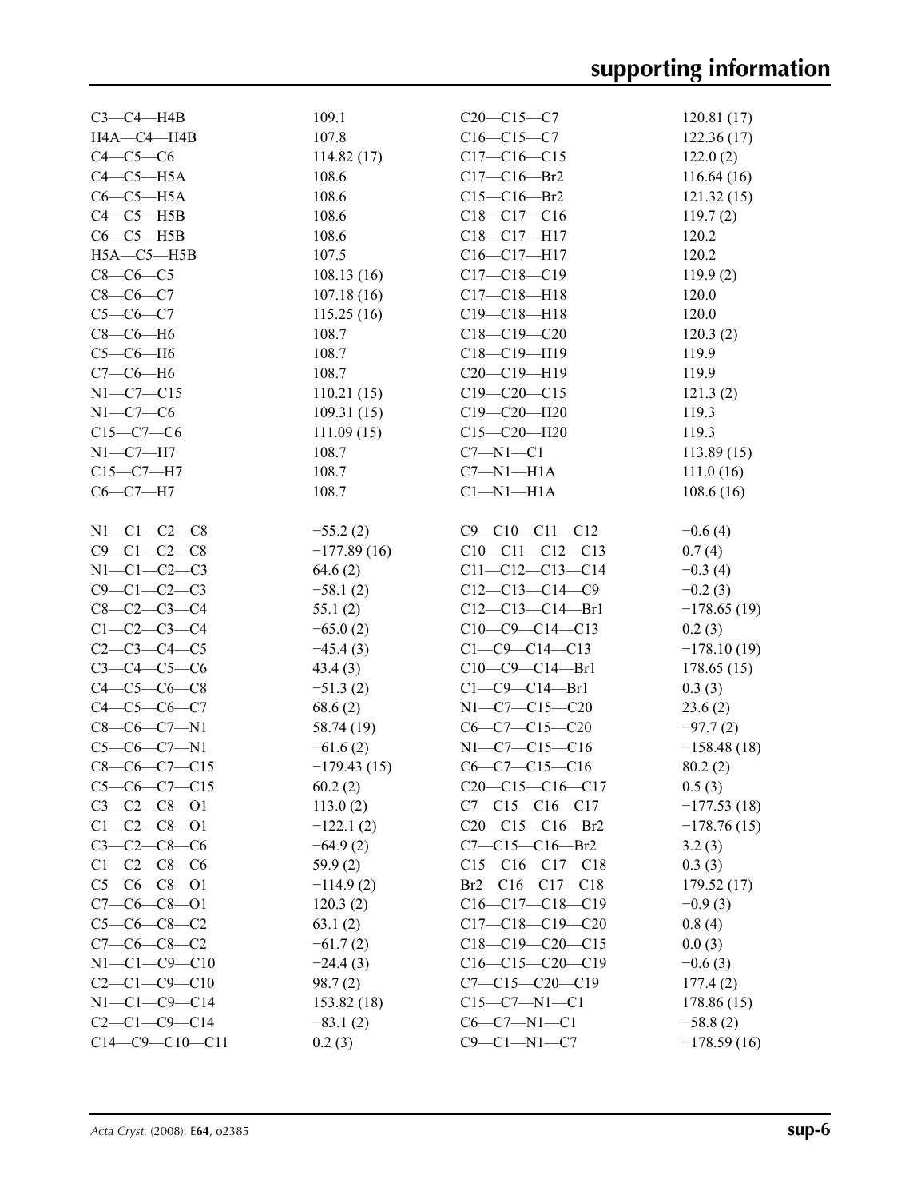| | | | |
|---|---|---|---|
| C3—C4—H4B | 109.1 | C20—C15—C7 | 120.81 (17) |
| H4A—C4—H4B | 107.8 | C16—C15—C7 | 122.36 (17) |
| C4—C5—C6 | 114.82 (17) | C17—C16—C15 | 122.0 (2) |
| C4—C5—H5A | 108.6 | C17—C16—Br2 | 116.64 (16) |
| C6—C5—H5A | 108.6 | C15—C16—Br2 | 121.32 (15) |
| C4—C5—H5B | 108.6 | C18—C17—C16 | 119.7 (2) |
| C6—C5—H5B | 108.6 | C18—C17—H17 | 120.2 |
| H5A—C5—H5B | 107.5 | C16—C17—H17 | 120.2 |
| C8—C6—C5 | 108.13 (16) | C17—C18—C19 | 119.9 (2) |
| C8—C6—C7 | 107.18 (16) | C17—C18—H18 | 120.0 |
| C5—C6—C7 | 115.25 (16) | C19—C18—H18 | 120.0 |
| C8—C6—H6 | 108.7 | C18—C19—C20 | 120.3 (2) |
| C5—C6—H6 | 108.7 | C18—C19—H19 | 119.9 |
| C7—C6—H6 | 108.7 | C20—C19—H19 | 119.9 |
| N1—C7—C15 | 110.21 (15) | C19—C20—C15 | 121.3 (2) |
| N1—C7—C6 | 109.31 (15) | C19—C20—H20 | 119.3 |
| C15—C7—C6 | 111.09 (15) | C15—C20—H20 | 119.3 |
| N1—C7—H7 | 108.7 | C7—N1—C1 | 113.89 (15) |
| C15—C7—H7 | 108.7 | C7—N1—H1A | 111.0 (16) |
| C6—C7—H7 | 108.7 | C1—N1—H1A | 108.6 (16) |

| | | | |
|---|---|---|---|
| N1—C1—C2—C8 | −55.2 (2) | C9—C10—C11—C12 | −0.6 (4) |
| C9—C1—C2—C8 | −177.89 (16) | C10—C11—C12—C13 | 0.7 (4) |
| N1—C1—C2—C3 | 64.6 (2) | C11—C12—C13—C14 | −0.3 (4) |
| C9—C1—C2—C3 | −58.1 (2) | C12—C13—C14—C9 | −0.2 (3) |
| C8—C2—C3—C4 | 55.1 (2) | C12—C13—C14—Br1 | −178.65 (19) |
| C1—C2—C3—C4 | −65.0 (2) | C10—C9—C14—C13 | 0.2 (3) |
| C2—C3—C4—C5 | −45.4 (3) | C1—C9—C14—C13 | −178.10 (19) |
| C3—C4—C5—C6 | 43.4 (3) | C10—C9—C14—Br1 | 178.65 (15) |
| C4—C5—C6—C8 | −51.3 (2) | C1—C9—C14—Br1 | 0.3 (3) |
| C4—C5—C6—C7 | 68.6 (2) | N1—C7—C15—C20 | 23.6 (2) |
| C8—C6—C7—N1 | 58.74 (19) | C6—C7—C15—C20 | −97.7 (2) |
| C5—C6—C7—N1 | −61.6 (2) | N1—C7—C15—C16 | −158.48 (18) |
| C8—C6—C7—C15 | −179.43 (15) | C6—C7—C15—C16 | 80.2 (2) |
| C5—C6—C7—C15 | 60.2 (2) | C20—C15—C16—C17 | 0.5 (3) |
| C3—C2—C8—O1 | 113.0 (2) | C7—C15—C16—C17 | −177.53 (18) |
| C1—C2—C8—O1 | −122.1 (2) | C20—C15—C16—Br2 | −178.76 (15) |
| C3—C2—C8—C6 | −64.9 (2) | C7—C15—C16—Br2 | 3.2 (3) |
| C1—C2—C8—C6 | 59.9 (2) | C15—C16—C17—C18 | 0.3 (3) |
| C5—C6—C8—O1 | −114.9 (2) | Br2—C16—C17—C18 | 179.52 (17) |
| C7—C6—C8—O1 | 120.3 (2) | C16—C17—C18—C19 | −0.9 (3) |
| C5—C6—C8—C2 | 63.1 (2) | C17—C18—C19—C20 | 0.8 (4) |
| C7—C6—C8—C2 | −61.7 (2) | C18—C19—C20—C15 | 0.0 (3) |
| N1—C1—C9—C10 | −24.4 (3) | C16—C15—C20—C19 | −0.6 (3) |
| C2—C1—C9—C10 | 98.7 (2) | C7—C15—C20—C19 | 177.4 (2) |
| N1—C1—C9—C14 | 153.82 (18) | C15—C7—N1—C1 | 178.86 (15) |
| C2—C1—C9—C14 | −83.1 (2) | C6—C7—N1—C1 | −58.8 (2) |
| C14—C9—C10—C11 | 0.2 (3) | C9—C1—N1—C7 | −178.59 (16) |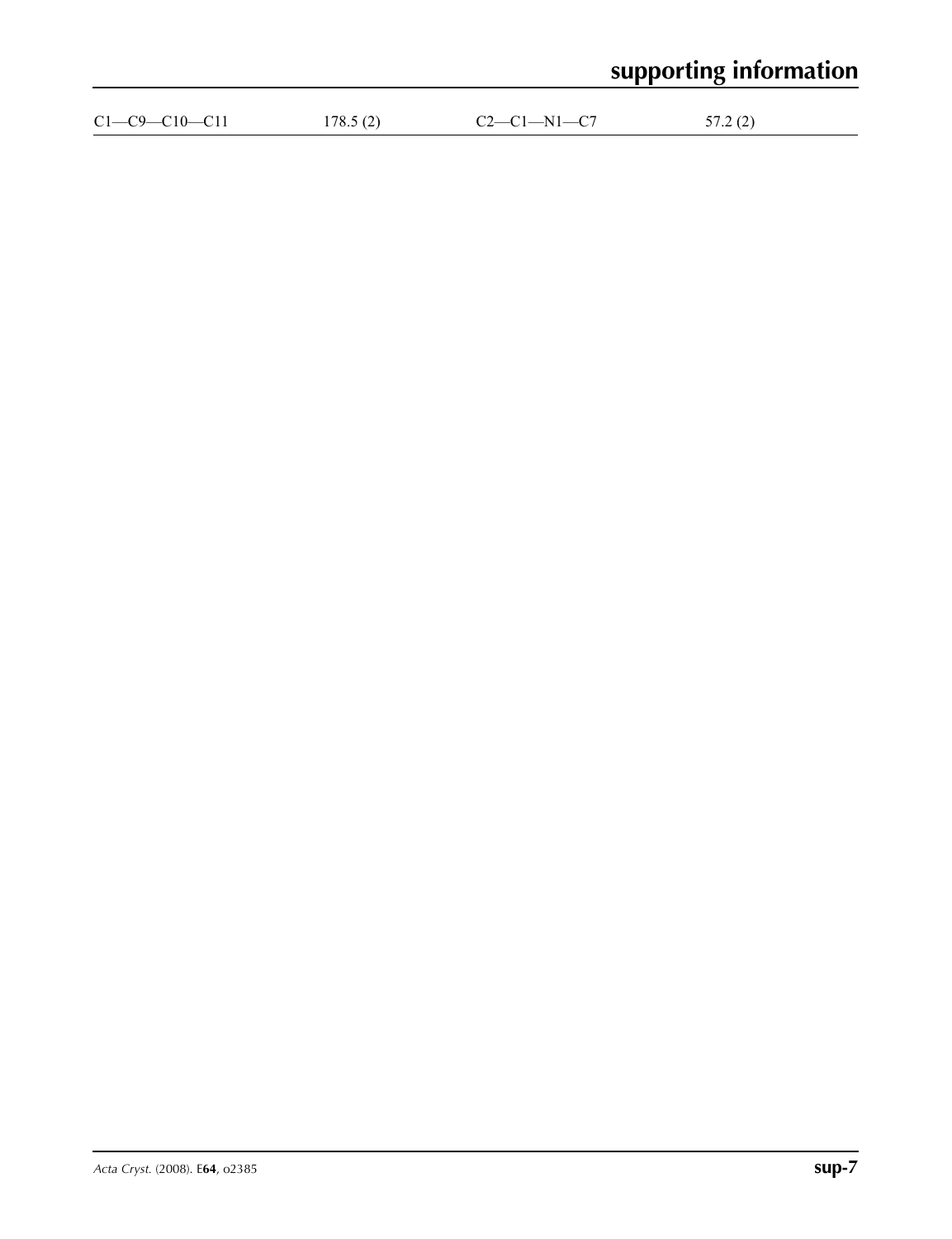| | | | |
|---|---|---|---|
| C1—C9—C10—C11 | 178.5 (2) | C2—C1—N1—C7 | 57.2 (2) |